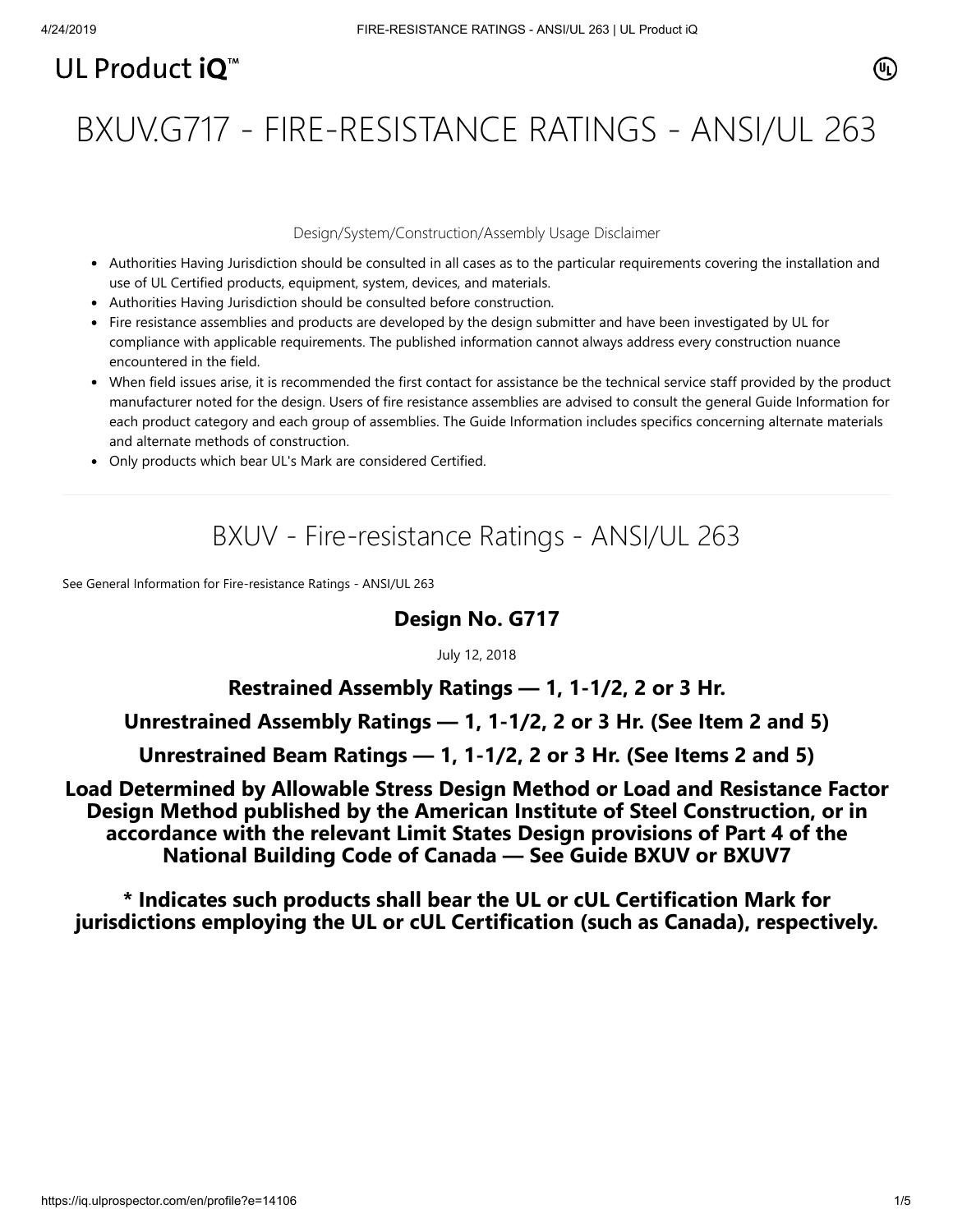UL Product iQ™

# BXUV.G717 - FIRE-RESISTANCE RATINGS - ANSI/UL 263

Design/System/Construction/Assembly Usage Disclaimer

- Authorities Having Jurisdiction should be consulted in all cases as to the particular requirements covering the installation and use of UL Certified products, equipment, system, devices, and materials.
- Authorities Having Jurisdiction should be consulted before construction.
- Fire resistance assemblies and products are developed by the design submitter and have been investigated by UL for compliance with applicable requirements. The published information cannot always address every construction nuance encountered in the field.
- When field issues arise, it is recommended the first contact for assistance be the technical service staff provided by the product manufacturer noted for the design. Users of fire resistance assemblies are advised to consult the general Guide Information for each product category and each group of assemblies. The Guide Information includes specifics concerning alternate materials and alternate methods of construction.
- Only products which bear UL's Mark are considered Certified.

## BXUV - Fire-resistance Ratings - ANSI/UL 263

See General Information for Fire-resistance Ratings - ANSI/UL 263

### Design No. G717

July 12, 2018

### Restrained Assembly Ratings — 1, 1-1/2, 2 or 3 Hr.

### Unrestrained Assembly Ratings — 1, 1-1/2, 2 or 3 Hr. (See Item 2 and 5)

### Unrestrained Beam Ratings — 1, 1-1/2, 2 or 3 Hr. (See Items 2 and 5)

### Load Determined by Allowable Stress Design Method or Load and Resistance Factor Design Method published by the American Institute of Steel Construction, or in accordance with the relevant Limit States Design provisions of Part 4 of the National Building Code of Canada — See Guide BXUV or BXUV7

**\* Indicates such products shall bear the UL or cUL Certification Mark for jurisdictions employing the UL or cUL Certification (such as Canada), respectively.**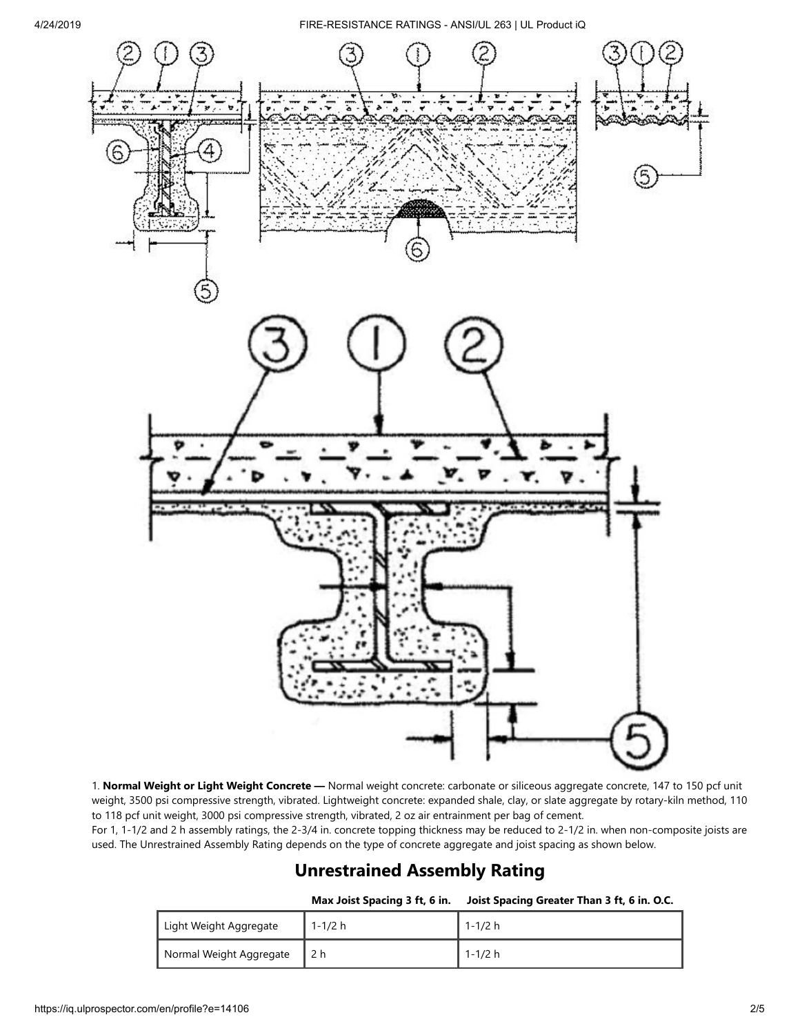1. **Normal Weight or Light Weight Concrete —** Normal weight concrete: carbonate or siliceous aggregate concrete, 147 to 150 pcf unit weight, 3500 psi compressive strength, vibrated. Lightweight concrete: expanded shale, clay, or slate aggregate by rotary-kiln method, 110 to 118 pcf unit weight, 3000 psi compressive strength, vibrated, 2 oz air entrainment per bag of cement.
For 1, 1-1/2 and 2 h assembly ratings, the 2-3/4 in. concrete topping thickness may be reduced to 2-1/2 in. when non-composite joists are used. The Unrestrained Assembly Rating depends on the type of concrete aggregate and joist spacing as shown below.

## Unrestrained Assembly Rating

| | Max Joist Spacing 3 ft, 6 in. | Joist Spacing Greater Than 3 ft, 6 in. O.C. |
|---|---|---|
| Light Weight Aggregate | 1-1/2 h | 1-1/2 h |
| Normal Weight Aggregate | 2 h | 1-1/2 h |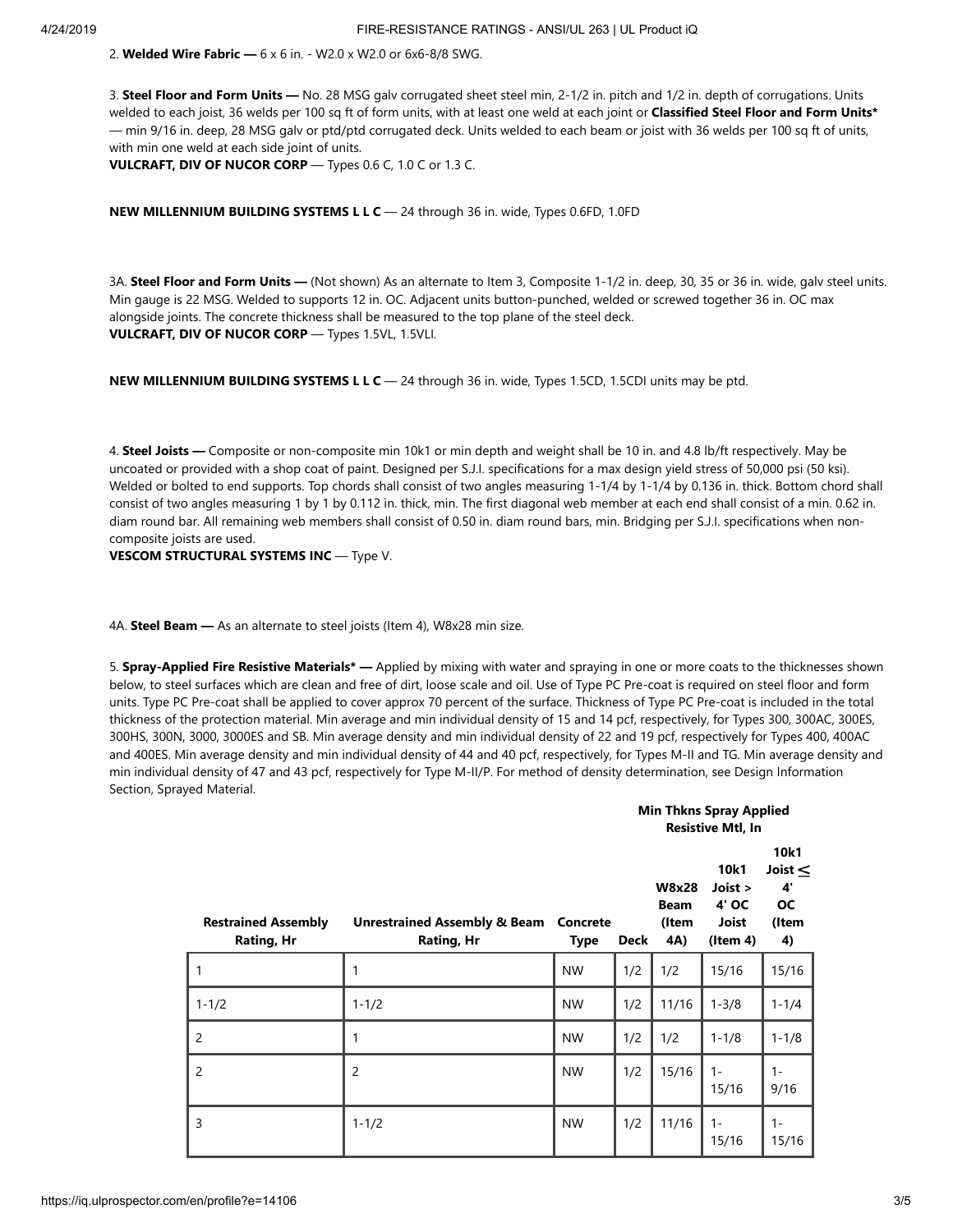2. **Welded Wire Fabric —** 6 x 6 in. - W2.0 x W2.0 or 6x6-8/8 SWG.

3. **Steel Floor and Form Units —** No. 28 MSG galv corrugated sheet steel min, 2-1/2 in. pitch and 1/2 in. depth of corrugations. Units welded to each joist, 36 welds per 100 sq ft of form units, with at least one weld at each joint or **Classified Steel Floor and Form Units*** — min 9/16 in. deep, 28 MSG galv or ptd/ptd corrugated deck. Units welded to each beam or joist with 36 welds per 100 sq ft of units, with min one weld at each side joint of units.
**VULCRAFT, DIV OF NUCOR CORP** — Types 0.6 C, 1.0 C or 1.3 C.

**NEW MILLENNIUM BUILDING SYSTEMS L L C** — 24 through 36 in. wide, Types 0.6FD, 1.0FD

3A. **Steel Floor and Form Units —** (Not shown) As an alternate to Item 3, Composite 1-1/2 in. deep, 30, 35 or 36 in. wide, galv steel units. Min gauge is 22 MSG. Welded to supports 12 in. OC. Adjacent units button-punched, welded or screwed together 36 in. OC max alongside joints. The concrete thickness shall be measured to the top plane of the steel deck.
**VULCRAFT, DIV OF NUCOR CORP** — Types 1.5VL, 1.5VLI.

**NEW MILLENNIUM BUILDING SYSTEMS L L C** — 24 through 36 in. wide, Types 1.5CD, 1.5CDI units may be ptd.

4. **Steel Joists —** Composite or non-composite min 10k1 or min depth and weight shall be 10 in. and 4.8 lb/ft respectively. May be uncoated or provided with a shop coat of paint. Designed per S.J.I. specifications for a max design yield stress of 50,000 psi (50 ksi). Welded or bolted to end supports. Top chords shall consist of two angles measuring 1-1/4 by 1-1/4 by 0.136 in. thick. Bottom chord shall consist of two angles measuring 1 by 1 by 0.112 in. thick, min. The first diagonal web member at each end shall consist of a min. 0.62 in. diam round bar. All remaining web members shall consist of 0.50 in. diam round bars, min. Bridging per S.J.I. specifications when non-composite joists are used.
**VESCOM STRUCTURAL SYSTEMS INC** — Type V.

4A. **Steel Beam —** As an alternate to steel joists (Item 4), W8x28 min size.

5. **Spray-Applied Fire Resistive Materials* —** Applied by mixing with water and spraying in one or more coats to the thicknesses shown below, to steel surfaces which are clean and free of dirt, loose scale and oil. Use of Type PC Pre-coat is required on steel floor and form units. Type PC Pre-coat shall be applied to cover approx 70 percent of the surface. Thickness of Type PC Pre-coat is included in the total thickness of the protection material. Min average and min individual density of 15 and 14 pcf, respectively, for Types 300, 300AC, 300ES, 300HS, 300N, 3000, 3000ES and SB. Min average density and min individual density of 22 and 19 pcf, respectively for Types 400, 400AC and 400ES. Min average density and min individual density of 44 and 40 pcf, respectively, for Types M-II and TG. Min average density and min individual density of 47 and 43 pcf, respectively for Type M-II/P. For method of density determination, see Design Information Section, Sprayed Material.

| | | | Min Thkns Spray Applied Resistive Mtl, In | | | |
|---|---|---|---|---|---|---|
| **Restrained Assembly Rating, Hr** | **Unrestrained Assembly & Beam Rating, Hr** | **Concrete Type** | **Deck** | **W8x28 Beam (Item 4A)** | **10k1 Joist > 4' OC Joist (Item 4)** | **10k1 Joist ≤ 4' OC (Item 4)** |
| 1 | 1 | NW | 1/2 | 1/2 | 15/16 | 15/16 |
| 1-1/2 | 1-1/2 | NW | 1/2 | 11/16 | 1-3/8 | 1-1/4 |
| 2 | 1 | NW | 1/2 | 1/2 | 1-1/8 | 1-1/8 |
| 2 | 2 | NW | 1/2 | 15/16 | 1-15/16 | 1-9/16 |
| 3 | 1-1/2 | NW | 1/2 | 11/16 | 1-15/16 | 1-15/16 |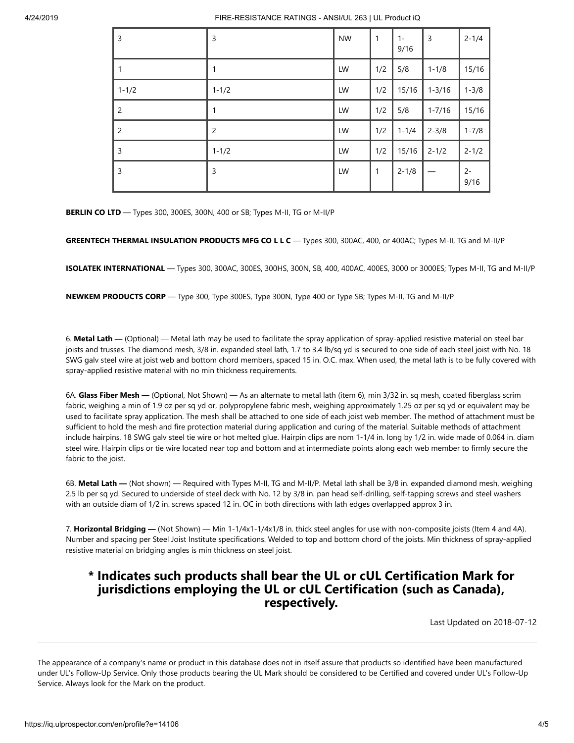| 3 | 3 | NW | 1 | 1-9/16 | 3 | 2-1/4 |
|---|---|---|---|---|---|---|
| 1 | 1 | LW | 1/2 | 5/8 | 1-1/8 | 15/16 |
| 1-1/2 | 1-1/2 | LW | 1/2 | 15/16 | 1-3/16 | 1-3/8 |
| 2 | 1 | LW | 1/2 | 5/8 | 1-7/16 | 15/16 |
| 2 | 2 | LW | 1/2 | 1-1/4 | 2-3/8 | 1-7/8 |
| 3 | 1-1/2 | LW | 1/2 | 15/16 | 2-1/2 | 2-1/2 |
| 3 | 3 | LW | 1 | 2-1/8 | — | 2-9/16 |

**BERLIN CO LTD** — Types 300, 300ES, 300N, 400 or SB; Types M-II, TG or M-II/P

**GREENTECH THERMAL INSULATION PRODUCTS MFG CO L L C** — Types 300, 300AC, 400, or 400AC; Types M-II, TG and M-II/P

**ISOLATEK INTERNATIONAL** — Types 300, 300AC, 300ES, 300HS, 300N, SB, 400, 400AC, 400ES, 3000 or 3000ES; Types M-II, TG and M-II/P

**NEWKEM PRODUCTS CORP** — Type 300, Type 300ES, Type 300N, Type 400 or Type SB; Types M-II, TG and M-II/P

6. **Metal Lath —** (Optional) — Metal lath may be used to facilitate the spray application of spray-applied resistive material on steel bar joists and trusses. The diamond mesh, 3/8 in. expanded steel lath, 1.7 to 3.4 lb/sq yd is secured to one side of each steel joist with No. 18 SWG galv steel wire at joist web and bottom chord members, spaced 15 in. O.C. max. When used, the metal lath is to be fully covered with spray-applied resistive material with no min thickness requirements.

6A. **Glass Fiber Mesh —** (Optional, Not Shown) — As an alternate to metal lath (item 6), min 3/32 in. sq mesh, coated fiberglass scrim fabric, weighing a min of 1.9 oz per sq yd or, polypropylene fabric mesh, weighing approximately 1.25 oz per sq yd or equivalent may be used to facilitate spray application. The mesh shall be attached to one side of each joist web member. The method of attachment must be sufficient to hold the mesh and fire protection material during application and curing of the material. Suitable methods of attachment include hairpins, 18 SWG galv steel tie wire or hot melted glue. Hairpin clips are nom 1-1/4 in. long by 1/2 in. wide made of 0.064 in. diam steel wire. Hairpin clips or tie wire located near top and bottom and at intermediate points along each web member to firmly secure the fabric to the joist.

6B. **Metal Lath —** (Not shown) — Required with Types M-II, TG and M-II/P. Metal lath shall be 3/8 in. expanded diamond mesh, weighing 2.5 lb per sq yd. Secured to underside of steel deck with No. 12 by 3/8 in. pan head self-drilling, self-tapping screws and steel washers with an outside diam of 1/2 in. screws spaced 12 in. OC in both directions with lath edges overlapped approx 3 in.

7. **Horizontal Bridging —** (Not Shown) — Min 1-1/4x1-1/4x1/8 in. thick steel angles for use with non-composite joists (Item 4 and 4A). Number and spacing per Steel Joist Institute specifications. Welded to top and bottom chord of the joists. Min thickness of spray-applied resistive material on bridging angles is min thickness on steel joist.

## * Indicates such products shall bear the UL or cUL Certification Mark for jurisdictions employing the UL or cUL Certification (such as Canada), respectively.

Last Updated on 2018-07-12

The appearance of a company's name or product in this database does not in itself assure that products so identified have been manufactured under UL's Follow-Up Service. Only those products bearing the UL Mark should be considered to be Certified and covered under UL's Follow-Up Service. Always look for the Mark on the product.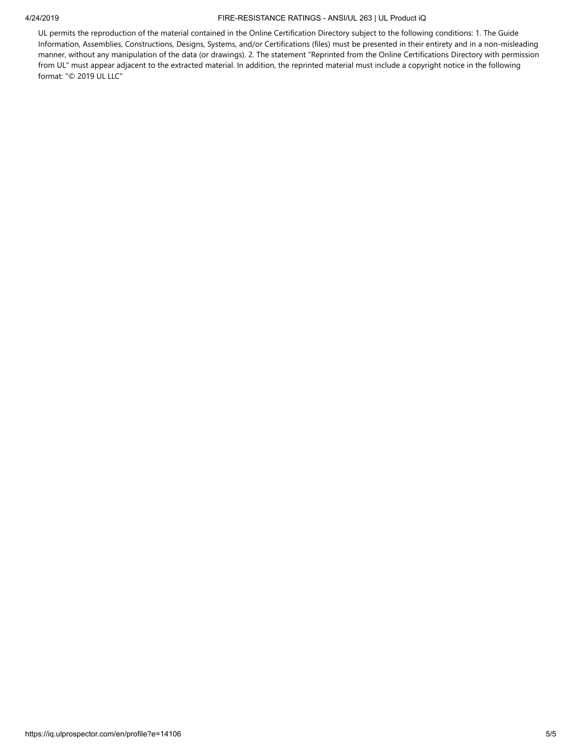UL permits the reproduction of the material contained in the Online Certification Directory subject to the following conditions: 1. The Guide Information, Assemblies, Constructions, Designs, Systems, and/or Certifications (files) must be presented in their entirety and in a non-misleading manner, without any manipulation of the data (or drawings). 2. The statement "Reprinted from the Online Certifications Directory with permission from UL" must appear adjacent to the extracted material. In addition, the reprinted material must include a copyright notice in the following format: "© 2019 UL LLC"